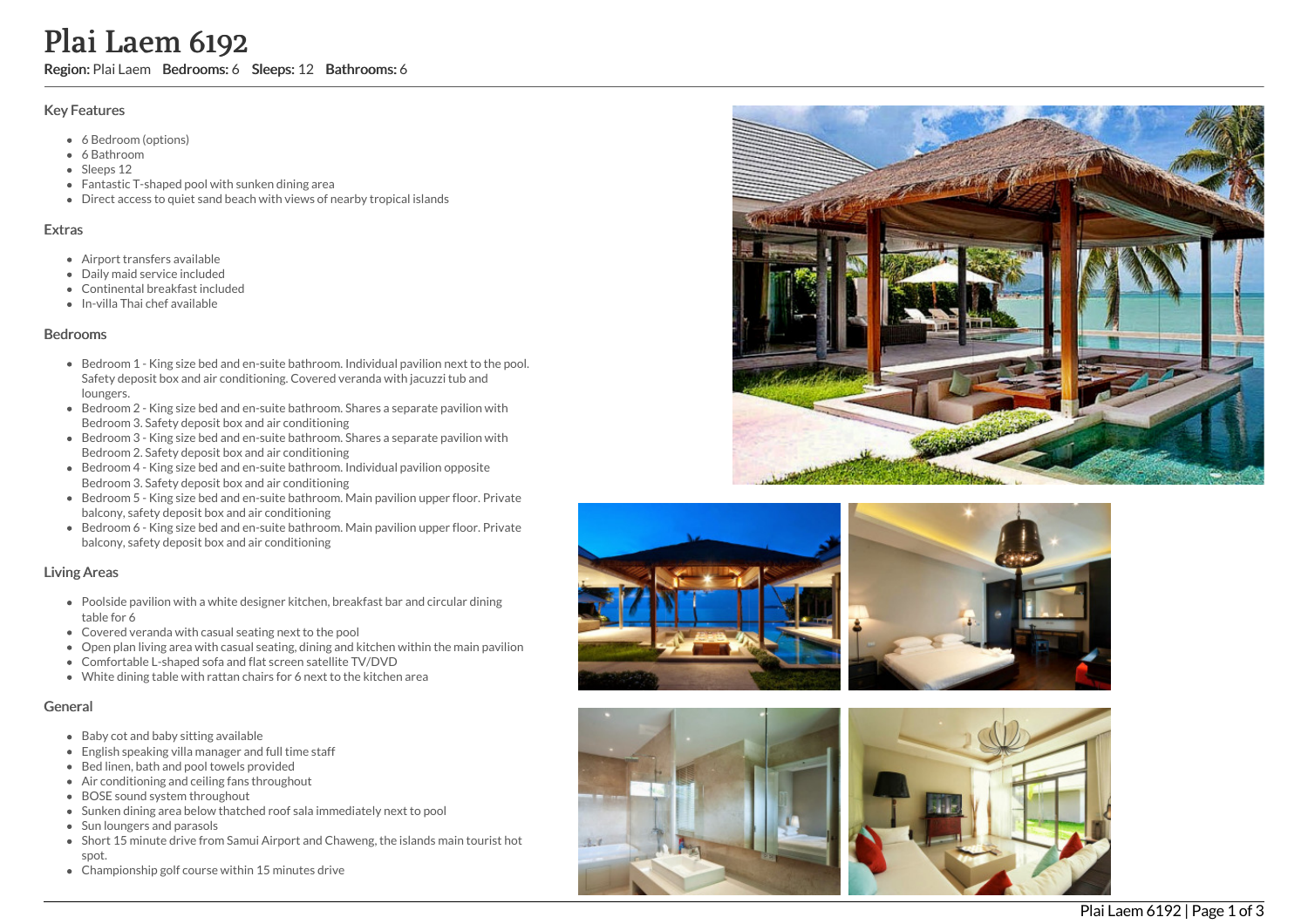# Plai Laem 6192

**Region:** Plai Laem **Bedrooms:** 6 **Sleeps:** 12 **Bathrooms:** 6

## Key Features

- 6 Bedroom (options)
- 6 Bathroom
- Sleeps 12
- Fantastic T-shaped pool with sunken dining area
- Direct access to quiet sand beach with views of nearby tropical islands

## Extras

- Airport transfers available
- Daily maid service included
- Continental breakfast included
- In-villa Thai chef available

## Bedrooms

- Bedroom 1 - King size bed and en-suite bathroom. Individual pavilion next to the pool. Safety deposit box and air conditioning. Covered veranda with jacuzzi tub and loungers.
- Bedroom 2 - King size bed and en-suite bathroom. Shares a separate pavilion with Bedroom 3. Safety deposit box and air conditioning
- Bedroom 3 - King size bed and en-suite bathroom. Shares a separate pavilion with Bedroom 2. Safety deposit box and air conditioning
- Bedroom 4 - King size bed and en-suite bathroom. Individual pavilion opposite Bedroom 3. Safety deposit box and air conditioning
- Bedroom 5 - King size bed and en-suite bathroom. Main pavilion upper floor. Private balcony, safety deposit box and air conditioning
- Bedroom 6 - King size bed and en-suite bathroom. Main pavilion upper floor. Private balcony, safety deposit box and air conditioning

## Living Areas

- Poolside pavilion with a white designer kitchen, breakfast bar and circular dining table for 6
- Covered veranda with casual seating next to the pool
- Open plan living area with casual seating, dining and kitchen within the main pavilion
- Comfortable L-shaped sofa and flat screen satellite TV/DVD
- White dining table with rattan chairs for 6 next to the kitchen area

## General

- Baby cot and baby sitting available
- English speaking villa manager and full time staff
- Bed linen, bath and pool towels provided
- Air conditioning and ceiling fans throughout
- BOSE sound system throughout
- Sunken dining area below thatched roof sala immediately next to pool
- Sun loungers and parasols
- Short 15 minute drive from Samui Airport and Chaweng, the islands main tourist hot spot.
- Championship golf course within 15 minutes drive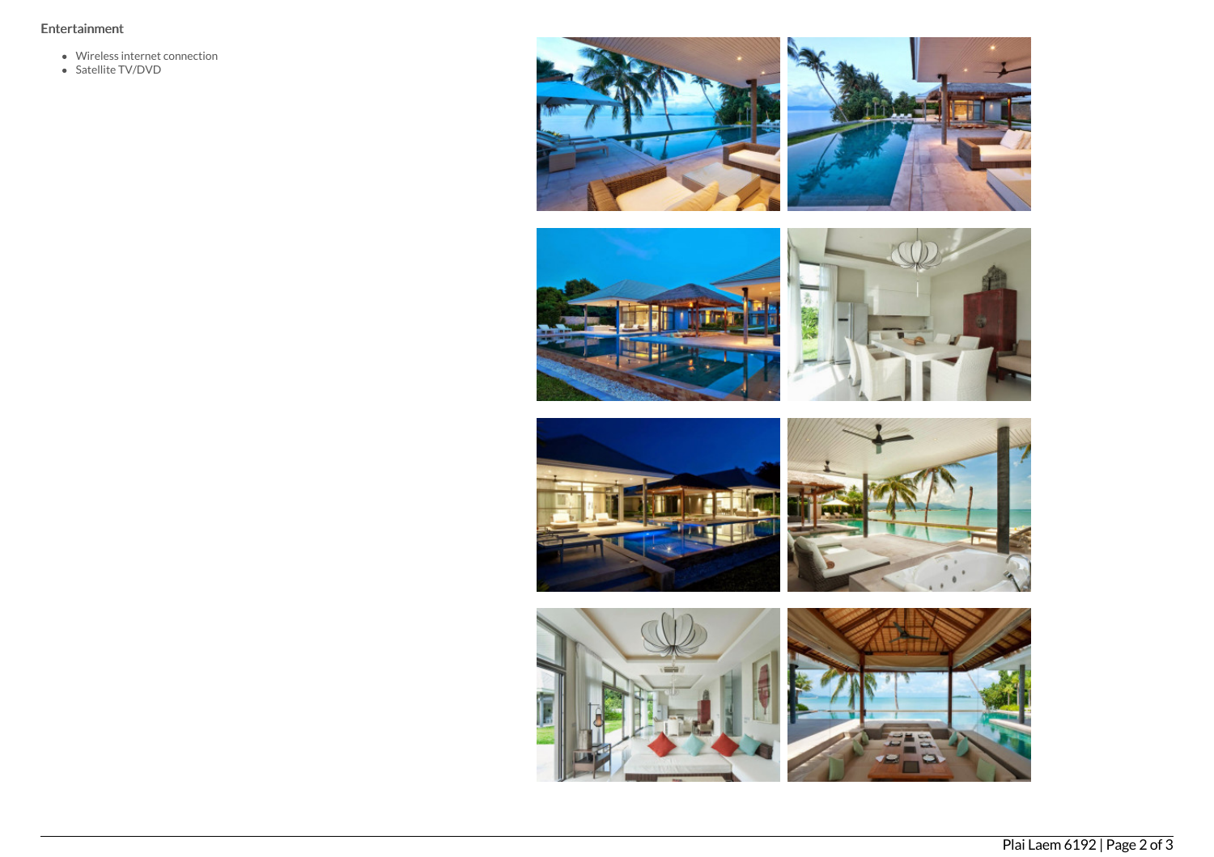### Entertainment

- Wireless internet connection
- Satellite TV/DVD